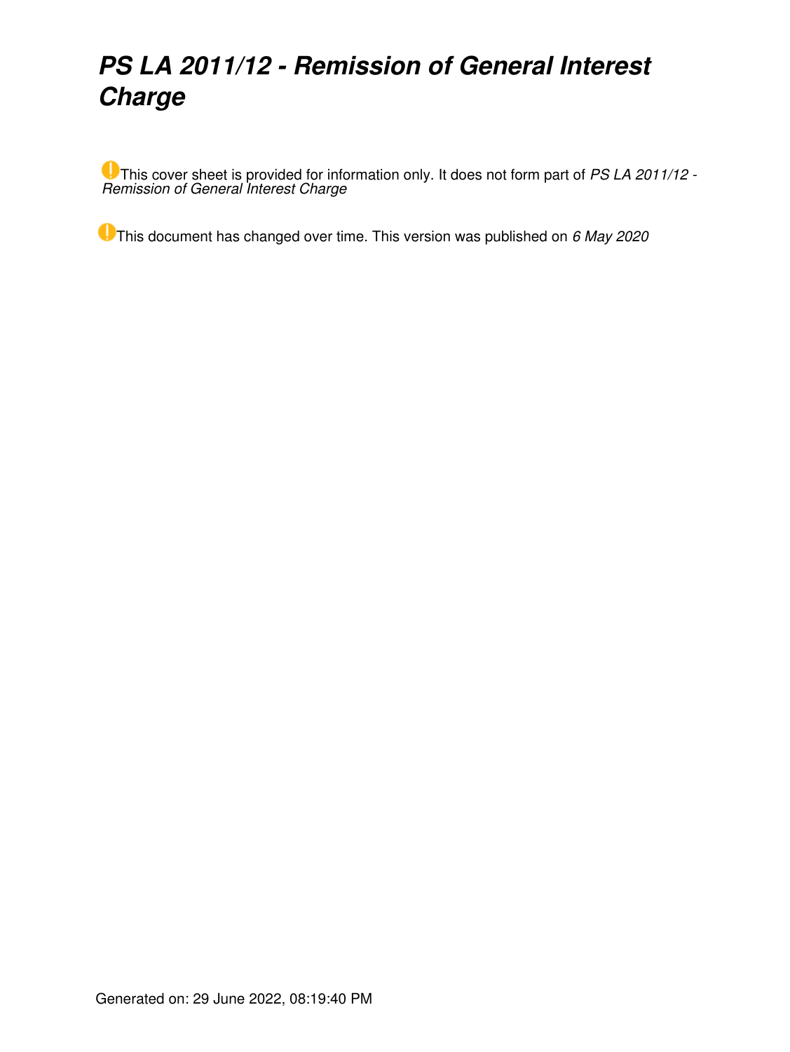# *PS LA 2011/12 - Remission of General Interest Charge*

This cover sheet is provided for information only. It does not form part of *PS LA 2011/12 - Remission of General Interest Charge*

This document has changed over time. This version was published on *6 May 2020*

Generated on: 29 June 2022, 08:19:40 PM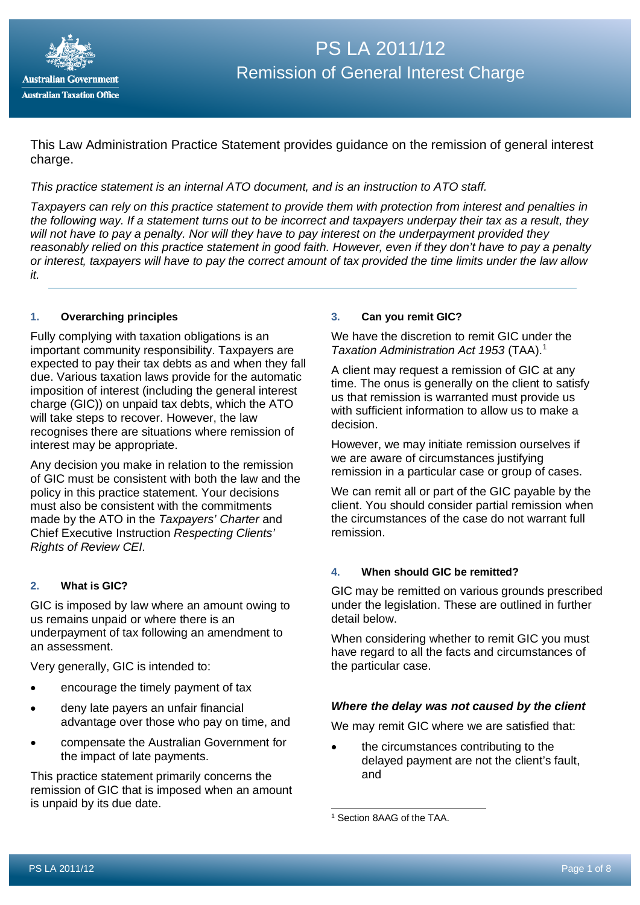# PS LA 2011/12
## Remission of General Interest Charge

This Law Administration Practice Statement provides guidance on the remission of general interest charge.

*This practice statement is an internal ATO document, and is an instruction to ATO staff.*

*Taxpayers can rely on this practice statement to provide them with protection from interest and penalties in the following way. If a statement turns out to be incorrect and taxpayers underpay their tax as a result, they will not have to pay a penalty. Nor will they have to pay interest on the underpayment provided they reasonably relied on this practice statement in good faith. However, even if they don't have to pay a penalty or interest, taxpayers will have to pay the correct amount of tax provided the time limits under the law allow it.*

---

### 1. Overarching principles

Fully complying with taxation obligations is an important community responsibility. Taxpayers are expected to pay their tax debts as and when they fall due. Various taxation laws provide for the automatic imposition of interest (including the general interest charge (GIC)) on unpaid tax debts, which the ATO will take steps to recover. However, the law recognises there are situations where remission of interest may be appropriate.

Any decision you make in relation to the remission of GIC must be consistent with both the law and the policy in this practice statement. Your decisions must also be consistent with the commitments made by the ATO in the *Taxpayers' Charter* and Chief Executive Instruction *Respecting Clients' Rights of Review CEI*.

### 2. What is GIC?

GIC is imposed by law where an amount owing to us remains unpaid or where there is an underpayment of tax following an amendment to an assessment.

Very generally, GIC is intended to:

- encourage the timely payment of tax
- deny late payers an unfair financial advantage over those who pay on time, and
- compensate the Australian Government for the impact of late payments.

This practice statement primarily concerns the remission of GIC that is imposed when an amount is unpaid by its due date.

### 3. Can you remit GIC?

We have the discretion to remit GIC under the *Taxation Administration Act 1953* (TAA).[1]

A client may request a remission of GIC at any time. The onus is generally on the client to satisfy us that remission is warranted must provide us with sufficient information to allow us to make a decision.

However, we may initiate remission ourselves if we are aware of circumstances justifying remission in a particular case or group of cases.

We can remit all or part of the GIC payable by the client. You should consider partial remission when the circumstances of the case do not warrant full remission.

### 4. When should GIC be remitted?

GIC may be remitted on various grounds prescribed under the legislation. These are outlined in further detail below.

When considering whether to remit GIC you must have regard to all the facts and circumstances of the particular case.

#### *Where the delay was not caused by the client*

We may remit GIC where we are satisfied that:

- the circumstances contributing to the delayed payment are not the client's fault, and

---

[1] Section 8AAG of the TAA.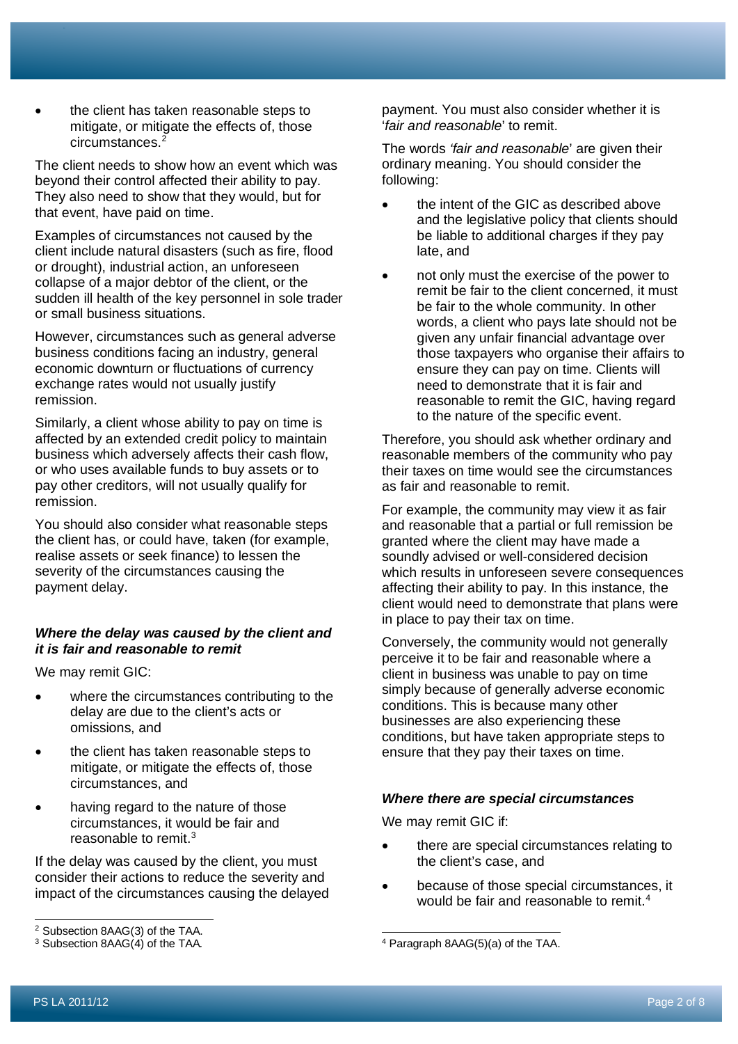- the client has taken reasonable steps to mitigate, or mitigate the effects of, those circumstances.[2]

The client needs to show how an event which was beyond their control affected their ability to pay. They also need to show that they would, but for that event, have paid on time.

Examples of circumstances not caused by the client include natural disasters (such as fire, flood or drought), industrial action, an unforeseen collapse of a major debtor of the client, or the sudden ill health of the key personnel in sole trader or small business situations.

However, circumstances such as general adverse business conditions facing an industry, general economic downturn or fluctuations of currency exchange rates would not usually justify remission.

Similarly, a client whose ability to pay on time is affected by an extended credit policy to maintain business which adversely affects their cash flow, or who uses available funds to buy assets or to pay other creditors, will not usually qualify for remission.

You should also consider what reasonable steps the client has, or could have, taken (for example, realise assets or seek finance) to lessen the severity of the circumstances causing the payment delay.

### *Where the delay was caused by the client and it is fair and reasonable to remit*

We may remit GIC:

- where the circumstances contributing to the delay are due to the client's acts or omissions, and
- the client has taken reasonable steps to mitigate, or mitigate the effects of, those circumstances, and
- having regard to the nature of those circumstances, it would be fair and reasonable to remit.[3]

If the delay was caused by the client, you must consider their actions to reduce the severity and impact of the circumstances causing the delayed payment. You must also consider whether it is '*fair and reasonable*' to remit.

The words '*fair and reasonable*' are given their ordinary meaning. You should consider the following:

- the intent of the GIC as described above and the legislative policy that clients should be liable to additional charges if they pay late, and
- not only must the exercise of the power to remit be fair to the client concerned, it must be fair to the whole community. In other words, a client who pays late should not be given any unfair financial advantage over those taxpayers who organise their affairs to ensure they can pay on time. Clients will need to demonstrate that it is fair and reasonable to remit the GIC, having regard to the nature of the specific event.

Therefore, you should ask whether ordinary and reasonable members of the community who pay their taxes on time would see the circumstances as fair and reasonable to remit.

For example, the community may view it as fair and reasonable that a partial or full remission be granted where the client may have made a soundly advised or well-considered decision which results in unforeseen severe consequences affecting their ability to pay. In this instance, the client would need to demonstrate that plans were in place to pay their tax on time.

Conversely, the community would not generally perceive it to be fair and reasonable where a client in business was unable to pay on time simply because of generally adverse economic conditions. This is because many other businesses are also experiencing these conditions, but have taken appropriate steps to ensure that they pay their taxes on time.

### *Where there are special circumstances*

We may remit GIC if:

- there are special circumstances relating to the client's case, and
- because of those special circumstances, it would be fair and reasonable to remit.[4]

---

[2] Subsection 8AAG(3) of the TAA.

[3] Subsection 8AAG(4) of the TAA.

[4] Paragraph 8AAG(5)(a) of the TAA.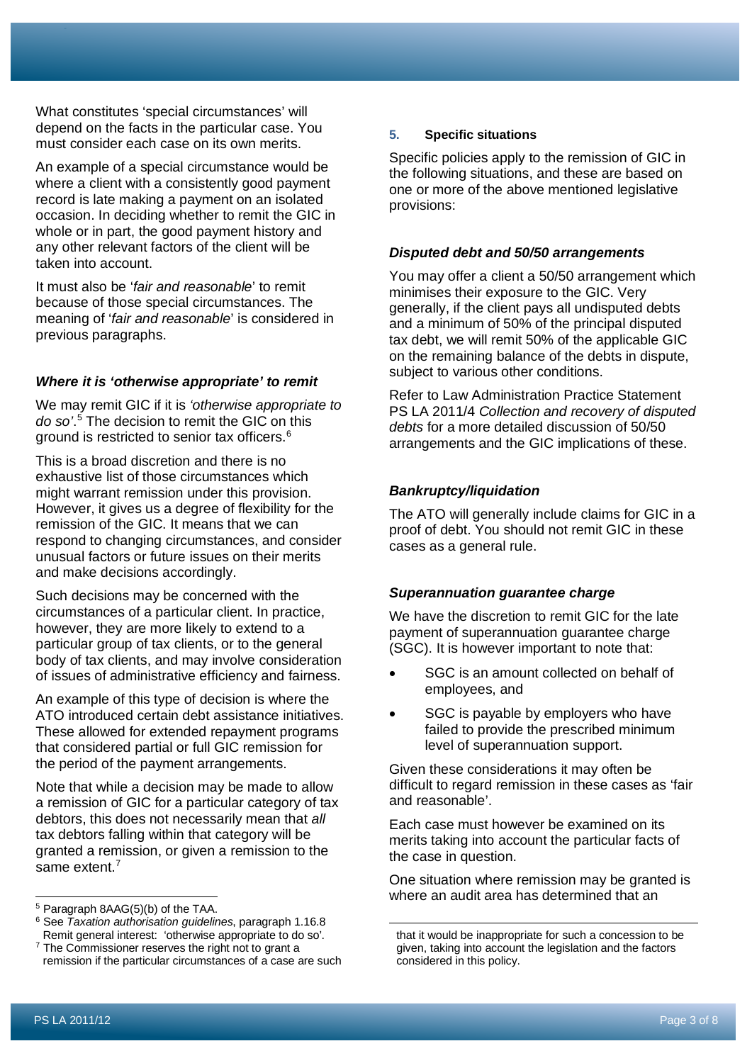What constitutes 'special circumstances' will depend on the facts in the particular case. You must consider each case on its own merits.

An example of a special circumstance would be where a client with a consistently good payment record is late making a payment on an isolated occasion. In deciding whether to remit the GIC in whole or in part, the good payment history and any other relevant factors of the client will be taken into account.

It must also be '*fair and reasonable*' to remit because of those special circumstances. The meaning of '*fair and reasonable*' is considered in previous paragraphs.

### *Where it is 'otherwise appropriate' to remit*

We may remit GIC if it is *'otherwise appropriate to do so'*.[5] The decision to remit the GIC on this ground is restricted to senior tax officers.[6]

This is a broad discretion and there is no exhaustive list of those circumstances which might warrant remission under this provision. However, it gives us a degree of flexibility for the remission of the GIC. It means that we can respond to changing circumstances, and consider unusual factors or future issues on their merits and make decisions accordingly.

Such decisions may be concerned with the circumstances of a particular client. In practice, however, they are more likely to extend to a particular group of tax clients, or to the general body of tax clients, and may involve consideration of issues of administrative efficiency and fairness.

An example of this type of decision is where the ATO introduced certain debt assistance initiatives. These allowed for extended repayment programs that considered partial or full GIC remission for the period of the payment arrangements.

Note that while a decision may be made to allow a remission of GIC for a particular category of tax debtors, this does not necessarily mean that *all* tax debtors falling within that category will be granted a remission, or given a remission to the same extent.[7]

## 5. Specific situations

Specific policies apply to the remission of GIC in the following situations, and these are based on one or more of the above mentioned legislative provisions:

### *Disputed debt and 50/50 arrangements*

You may offer a client a 50/50 arrangement which minimises their exposure to the GIC. Very generally, if the client pays all undisputed debts and a minimum of 50% of the principal disputed tax debt, we will remit 50% of the applicable GIC on the remaining balance of the debts in dispute, subject to various other conditions.

Refer to Law Administration Practice Statement PS LA 2011/4 *Collection and recovery of disputed debts* for a more detailed discussion of 50/50 arrangements and the GIC implications of these.

### *Bankruptcy/liquidation*

The ATO will generally include claims for GIC in a proof of debt. You should not remit GIC in these cases as a general rule.

### *Superannuation guarantee charge*

We have the discretion to remit GIC for the late payment of superannuation guarantee charge (SGC). It is however important to note that:

- SGC is an amount collected on behalf of employees, and
- SGC is payable by employers who have failed to provide the prescribed minimum level of superannuation support.

Given these considerations it may often be difficult to regard remission in these cases as 'fair and reasonable'.

Each case must however be examined on its merits taking into account the particular facts of the case in question.

One situation where remission may be granted is where an audit area has determined that an

---

[5] Paragraph 8AAG(5)(b) of the TAA.

[6] See *Taxation authorisation guidelines*, paragraph 1.16.8 Remit general interest: 'otherwise appropriate to do so'.

[7] The Commissioner reserves the right not to grant a remission if the particular circumstances of a case are such that it would be inappropriate for such a concession to be given, taking into account the legislation and the factors considered in this policy.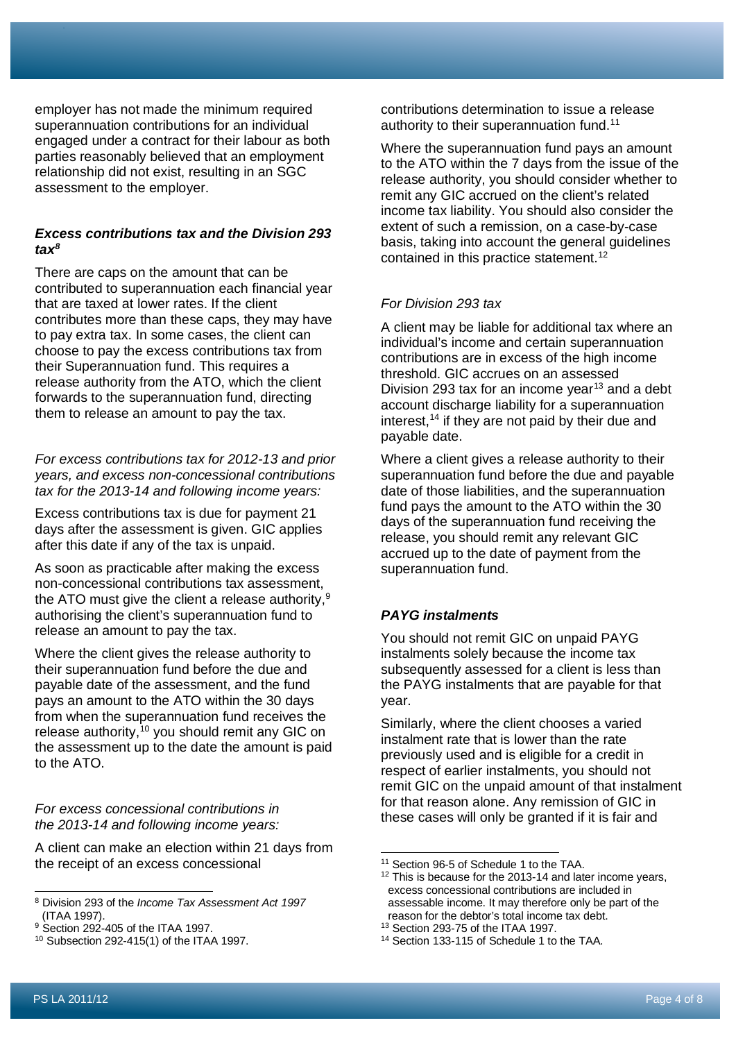employer has not made the minimum required superannuation contributions for an individual engaged under a contract for their labour as both parties reasonably believed that an employment relationship did not exist, resulting in an SGC assessment to the employer.

### *Excess contributions tax and the Division 293 tax*[8]

There are caps on the amount that can be contributed to superannuation each financial year that are taxed at lower rates. If the client contributes more than these caps, they may have to pay extra tax. In some cases, the client can choose to pay the excess contributions tax from their Superannuation fund. This requires a release authority from the ATO, which the client forwards to the superannuation fund, directing them to release an amount to pay the tax.

*For excess contributions tax for 2012-13 and prior years, and excess non-concessional contributions tax for the 2013-14 and following income years:*

Excess contributions tax is due for payment 21 days after the assessment is given. GIC applies after this date if any of the tax is unpaid.

As soon as practicable after making the excess non-concessional contributions tax assessment, the ATO must give the client a release authority,[9] authorising the client's superannuation fund to release an amount to pay the tax.

Where the client gives the release authority to their superannuation fund before the due and payable date of the assessment, and the fund pays an amount to the ATO within the 30 days from when the superannuation fund receives the release authority,[10] you should remit any GIC on the assessment up to the date the amount is paid to the ATO.

*For excess concessional contributions in the 2013-14 and following income years:*

A client can make an election within 21 days from the receipt of an excess concessional contributions determination to issue a release authority to their superannuation fund.[11]

Where the superannuation fund pays an amount to the ATO within the 7 days from the issue of the release authority, you should consider whether to remit any GIC accrued on the client's related income tax liability. You should also consider the extent of such a remission, on a case-by-case basis, taking into account the general guidelines contained in this practice statement.[12]

*For Division 293 tax*

A client may be liable for additional tax where an individual's income and certain superannuation contributions are in excess of the high income threshold. GIC accrues on an assessed Division 293 tax for an income year[13] and a debt account discharge liability for a superannuation interest,[14] if they are not paid by their due and payable date.

Where a client gives a release authority to their superannuation fund before the due and payable date of those liabilities, and the superannuation fund pays the amount to the ATO within the 30 days of the superannuation fund receiving the release, you should remit any relevant GIC accrued up to the date of payment from the superannuation fund.

### *PAYG instalments*

You should not remit GIC on unpaid PAYG instalments solely because the income tax subsequently assessed for a client is less than the PAYG instalments that are payable for that year.

Similarly, where the client chooses a varied instalment rate that is lower than the rate previously used and is eligible for a credit in respect of earlier instalments, you should not remit GIC on the unpaid amount of that instalment for that reason alone. Any remission of GIC in these cases will only be granted if it is fair and

---

[8] Division 293 of the *Income Tax Assessment Act 1997* (ITAA 1997).

[9] Section 292-405 of the ITAA 1997.

[10] Subsection 292-415(1) of the ITAA 1997.

[11] Section 96-5 of Schedule 1 to the TAA.

[12] This is because for the 2013-14 and later income years, excess concessional contributions are included in assessable income. It may therefore only be part of the reason for the debtor's total income tax debt.

[13] Section 293-75 of the ITAA 1997.

[14] Section 133-115 of Schedule 1 to the TAA.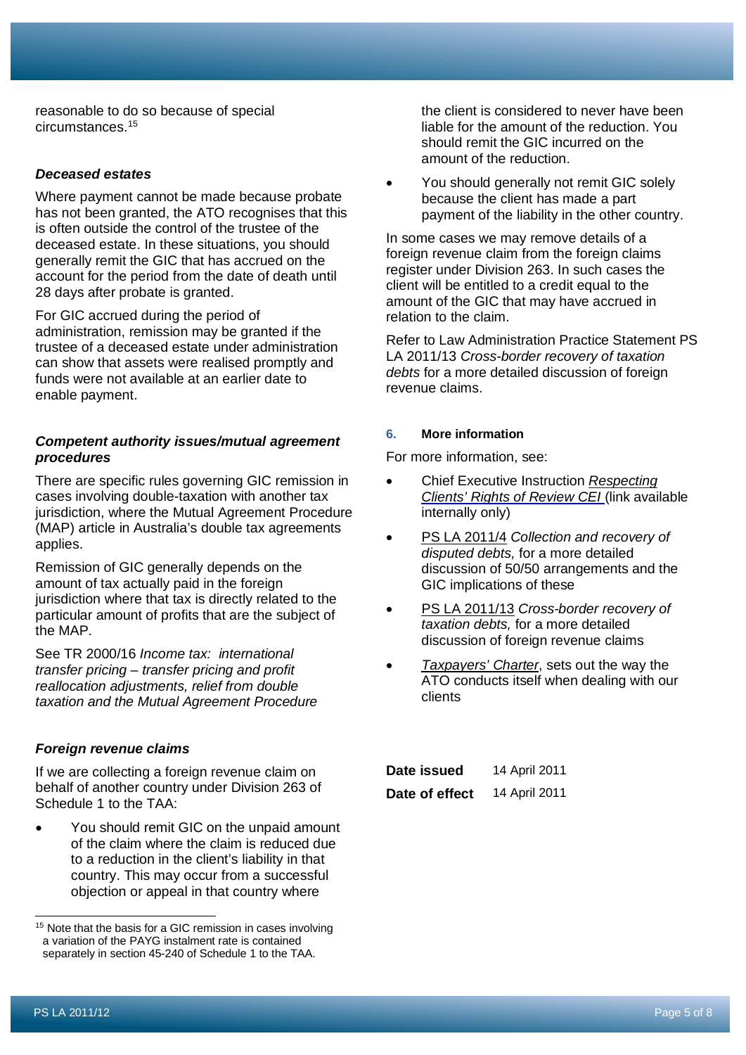reasonable to do so because of special circumstances.[15]

### *Deceased estates*

Where payment cannot be made because probate has not been granted, the ATO recognises that this is often outside the control of the trustee of the deceased estate. In these situations, you should generally remit the GIC that has accrued on the account for the period from the date of death until 28 days after probate is granted.

For GIC accrued during the period of administration, remission may be granted if the trustee of a deceased estate under administration can show that assets were realised promptly and funds were not available at an earlier date to enable payment.

### *Competent authority issues/mutual agreement procedures*

There are specific rules governing GIC remission in cases involving double-taxation with another tax jurisdiction, where the Mutual Agreement Procedure (MAP) article in Australia's double tax agreements applies.

Remission of GIC generally depends on the amount of tax actually paid in the foreign jurisdiction where that tax is directly related to the particular amount of profits that are the subject of the MAP.

See TR 2000/16 *Income tax: international transfer pricing – transfer pricing and profit reallocation adjustments, relief from double taxation and the Mutual Agreement Procedure*

### *Foreign revenue claims*

If we are collecting a foreign revenue claim on behalf of another country under Division 263 of Schedule 1 to the TAA:

- You should remit GIC on the unpaid amount of the claim where the claim is reduced due to a reduction in the client's liability in that country. This may occur from a successful objection or appeal in that country where the client is considered to never have been liable for the amount of the reduction. You should remit the GIC incurred on the amount of the reduction.
- You should generally not remit GIC solely because the client has made a part payment of the liability in the other country.

In some cases we may remove details of a foreign revenue claim from the foreign claims register under Division 263. In such cases the client will be entitled to a credit equal to the amount of the GIC that may have accrued in relation to the claim.

Refer to Law Administration Practice Statement PS LA 2011/13 *Cross-border recovery of taxation debts* for a more detailed discussion of foreign revenue claims.

## 6. More information

For more information, see:

- Chief Executive Instruction *Respecting Clients' Rights of Review CEI* (link available internally only)
- PS LA 2011/4 *Collection and recovery of disputed debts,* for a more detailed discussion of 50/50 arrangements and the GIC implications of these
- PS LA 2011/13 *Cross-border recovery of taxation debts,* for a more detailed discussion of foreign revenue claims
- *Taxpayers' Charter*, sets out the way the ATO conducts itself when dealing with our clients

| | |
|---|---|
| **Date issued** | 14 April 2011 |
| **Date of effect** | 14 April 2011 |

[15] Note that the basis for a GIC remission in cases involving a variation of the PAYG instalment rate is contained separately in section 45-240 of Schedule 1 to the TAA.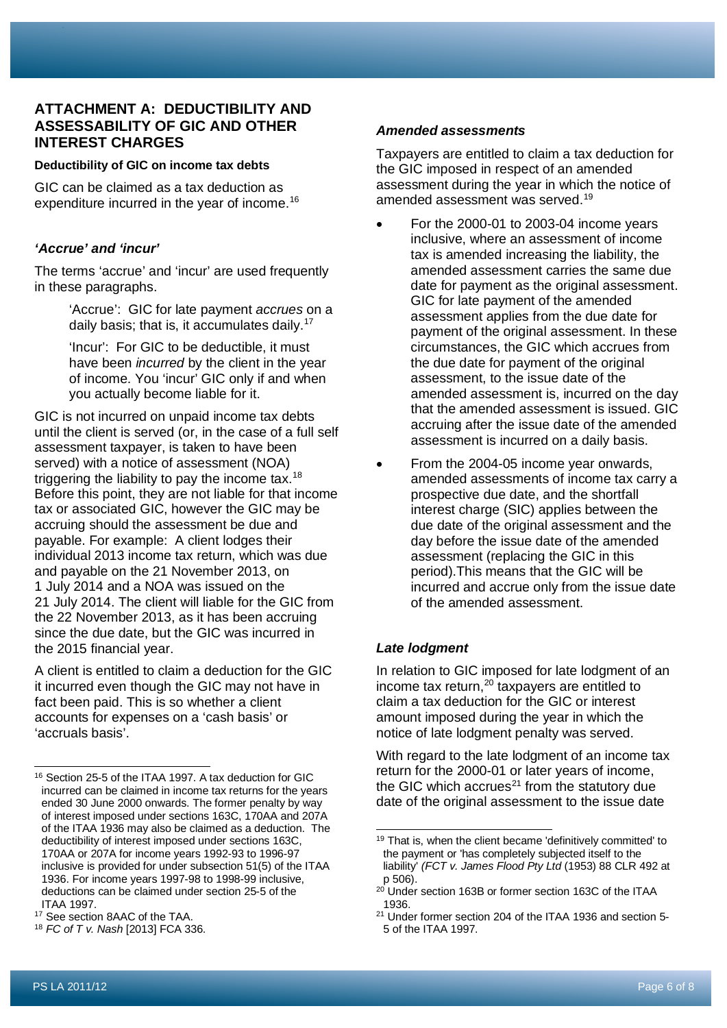## ATTACHMENT A: DEDUCTIBILITY AND ASSESSABILITY OF GIC AND OTHER INTEREST CHARGES

**Deductibility of GIC on income tax debts**

GIC can be claimed as a tax deduction as expenditure incurred in the year of income.[16]

### *'Accrue' and 'incur'*

The terms 'accrue' and 'incur' are used frequently in these paragraphs.

> 'Accrue': GIC for late payment *accrues* on a daily basis; that is, it accumulates daily.[17]
>
> 'Incur': For GIC to be deductible, it must have been *incurred* by the client in the year of income. You 'incur' GIC only if and when you actually become liable for it.

GIC is not incurred on unpaid income tax debts until the client is served (or, in the case of a full self assessment taxpayer, is taken to have been served) with a notice of assessment (NOA) triggering the liability to pay the income tax.[18] Before this point, they are not liable for that income tax or associated GIC, however the GIC may be accruing should the assessment be due and payable. For example: A client lodges their individual 2013 income tax return, which was due and payable on the 21 November 2013, on 1 July 2014 and a NOA was issued on the 21 July 2014. The client will liable for the GIC from the 22 November 2013, as it has been accruing since the due date, but the GIC was incurred in the 2015 financial year.

A client is entitled to claim a deduction for the GIC it incurred even though the GIC may not have in fact been paid. This is so whether a client accounts for expenses on a 'cash basis' or 'accruals basis'.

### *Amended assessments*

Taxpayers are entitled to claim a tax deduction for the GIC imposed in respect of an amended assessment during the year in which the notice of amended assessment was served.[19]

- For the 2000-01 to 2003-04 income years inclusive, where an assessment of income tax is amended increasing the liability, the amended assessment carries the same due date for payment as the original assessment. GIC for late payment of the amended assessment applies from the due date for payment of the original assessment. In these circumstances, the GIC which accrues from the due date for payment of the original assessment, to the issue date of the amended assessment is, incurred on the day that the amended assessment is issued. GIC accruing after the issue date of the amended assessment is incurred on a daily basis.
- From the 2004-05 income year onwards, amended assessments of income tax carry a prospective due date, and the shortfall interest charge (SIC) applies between the due date of the original assessment and the day before the issue date of the amended assessment (replacing the GIC in this period).This means that the GIC will be incurred and accrue only from the issue date of the amended assessment.

### *Late lodgment*

In relation to GIC imposed for late lodgment of an income tax return,[20] taxpayers are entitled to claim a tax deduction for the GIC or interest amount imposed during the year in which the notice of late lodgment penalty was served.

With regard to the late lodgment of an income tax return for the 2000-01 or later years of income, the GIC which accrues[21] from the statutory due date of the original assessment to the issue date

---

[16] Section 25-5 of the ITAA 1997. A tax deduction for GIC incurred can be claimed in income tax returns for the years ended 30 June 2000 onwards. The former penalty by way of interest imposed under sections 163C, 170AA and 207A of the ITAA 1936 may also be claimed as a deduction. The deductibility of interest imposed under sections 163C, 170AA or 207A for income years 1992-93 to 1996-97 inclusive is provided for under subsection 51(5) of the ITAA 1936. For income years 1997-98 to 1998-99 inclusive, deductions can be claimed under section 25-5 of the ITAA 1997.

[17] See section 8AAC of the TAA.

[18] *FC of T v. Nash* [2013] FCA 336.

[19] That is, when the client became 'definitively committed' to the payment or 'has completely subjected itself to the liability' *(FCT v. James Flood Pty Ltd* (1953) 88 CLR 492 at p 506).

[20] Under section 163B or former section 163C of the ITAA 1936.

[21] Under former section 204 of the ITAA 1936 and section 5-5 of the ITAA 1997.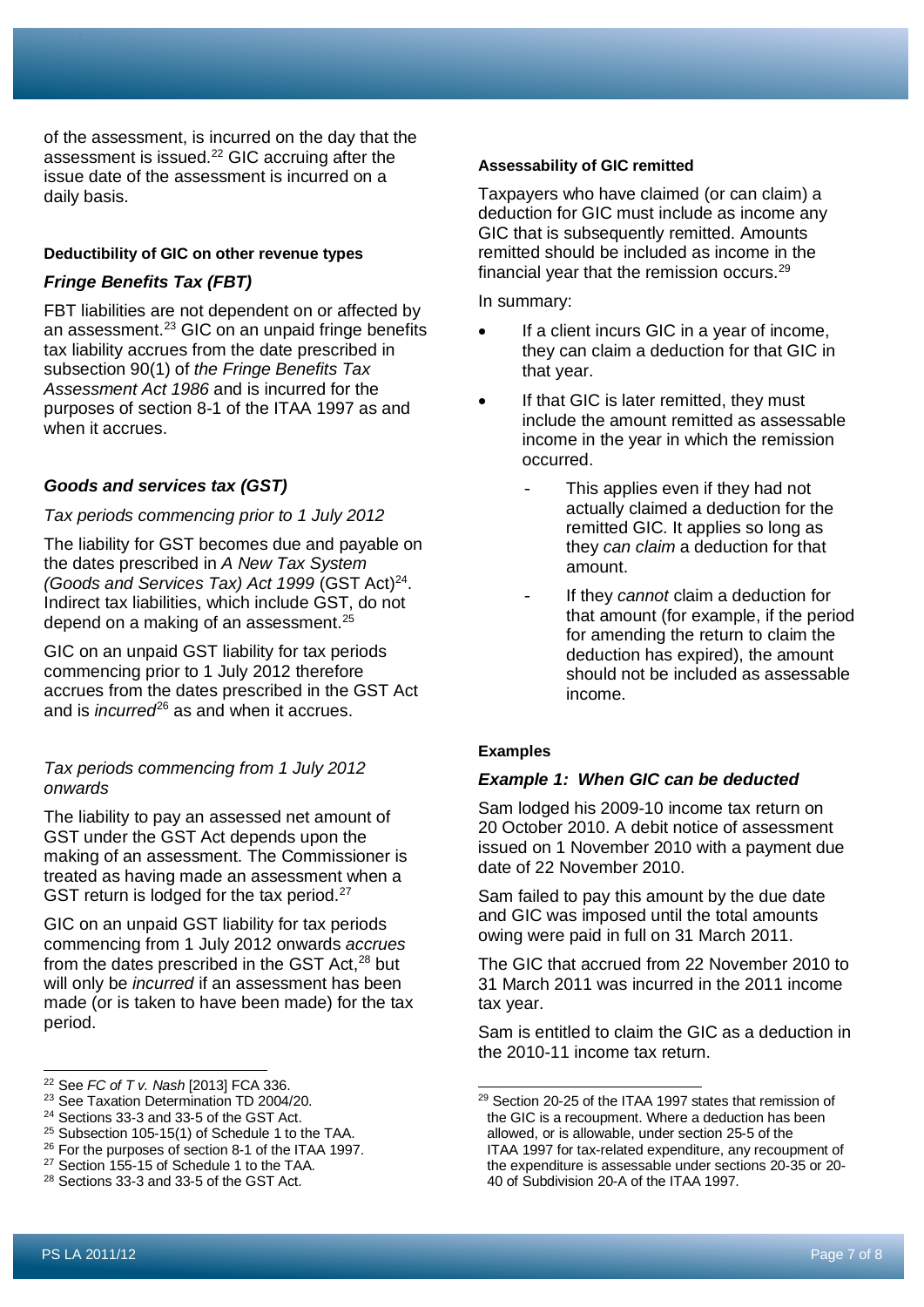of the assessment, is incurred on the day that the assessment is issued.[22] GIC accruing after the issue date of the assessment is incurred on a daily basis.

#### Deductibility of GIC on other revenue types

### *Fringe Benefits Tax (FBT)*

FBT liabilities are not dependent on or affected by an assessment.[23] GIC on an unpaid fringe benefits tax liability accrues from the date prescribed in subsection 90(1) of *the Fringe Benefits Tax Assessment Act 1986* and is incurred for the purposes of section 8-1 of the ITAA 1997 as and when it accrues.

### *Goods and services tax (GST)*

*Tax periods commencing prior to 1 July 2012*

The liability for GST becomes due and payable on the dates prescribed in *A New Tax System (Goods and Services Tax) Act 1999* (GST Act)[24]. Indirect tax liabilities, which include GST, do not depend on a making of an assessment.[25]

GIC on an unpaid GST liability for tax periods commencing prior to 1 July 2012 therefore accrues from the dates prescribed in the GST Act and is *incurred*[26] as and when it accrues.

*Tax periods commencing from 1 July 2012 onwards*

The liability to pay an assessed net amount of GST under the GST Act depends upon the making of an assessment. The Commissioner is treated as having made an assessment when a GST return is lodged for the tax period.[27]

GIC on an unpaid GST liability for tax periods commencing from 1 July 2012 onwards *accrues* from the dates prescribed in the GST Act,[28] but will only be *incurred* if an assessment has been made (or is taken to have been made) for the tax period.

#### Assessability of GIC remitted

Taxpayers who have claimed (or can claim) a deduction for GIC must include as income any GIC that is subsequently remitted. Amounts remitted should be included as income in the financial year that the remission occurs.[29]

In summary:

- If a client incurs GIC in a year of income, they can claim a deduction for that GIC in that year.
- If that GIC is later remitted, they must include the amount remitted as assessable income in the year in which the remission occurred.
  - This applies even if they had not actually claimed a deduction for the remitted GIC. It applies so long as they *can claim* a deduction for that amount.
  - If they *cannot* claim a deduction for that amount (for example, if the period for amending the return to claim the deduction has expired), the amount should not be included as assessable income.

#### Examples

### *Example 1: When GIC can be deducted*

Sam lodged his 2009-10 income tax return on 20 October 2010. A debit notice of assessment issued on 1 November 2010 with a payment due date of 22 November 2010.

Sam failed to pay this amount by the due date and GIC was imposed until the total amounts owing were paid in full on 31 March 2011.

The GIC that accrued from 22 November 2010 to 31 March 2011 was incurred in the 2011 income tax year.

Sam is entitled to claim the GIC as a deduction in the 2010-11 income tax return.

---

[22] See *FC of T v. Nash* [2013] FCA 336.

[23] See Taxation Determination TD 2004/20.

[24] Sections 33-3 and 33-5 of the GST Act.

[25] Subsection 105-15(1) of Schedule 1 to the TAA.

[26] For the purposes of section 8-1 of the ITAA 1997.

[27] Section 155-15 of Schedule 1 to the TAA.

[28] Sections 33-3 and 33-5 of the GST Act.

[29] Section 20-25 of the ITAA 1997 states that remission of the GIC is a recoupment. Where a deduction has been allowed, or is allowable, under section 25-5 of the ITAA 1997 for tax-related expenditure, any recoupment of the expenditure is assessable under sections 20-35 or 20-40 of Subdivision 20-A of the ITAA 1997.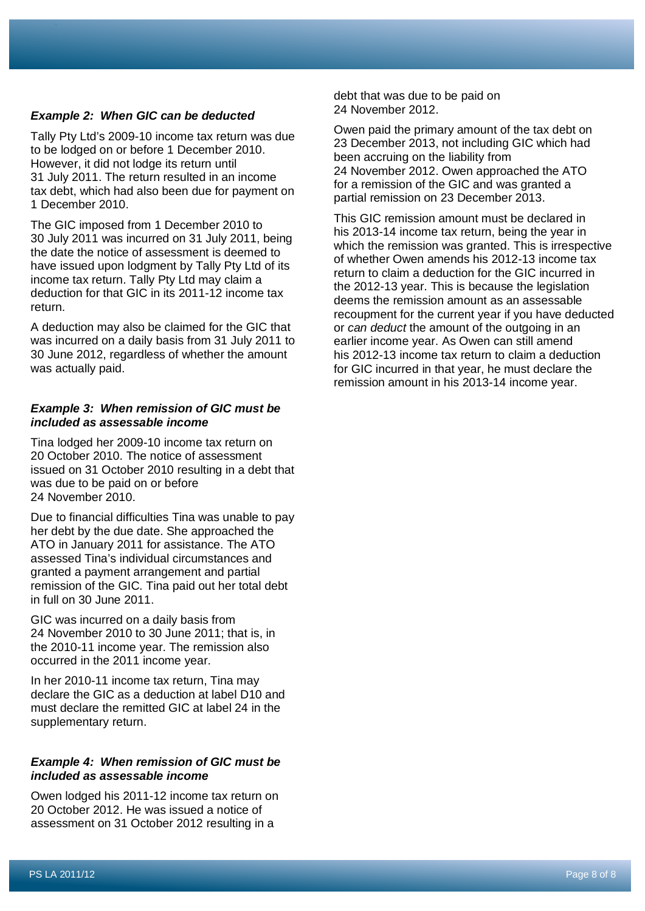***Example 2: When GIC can be deducted***

Tally Pty Ltd's 2009-10 income tax return was due to be lodged on or before 1 December 2010. However, it did not lodge its return until 31 July 2011. The return resulted in an income tax debt, which had also been due for payment on 1 December 2010.

The GIC imposed from 1 December 2010 to 30 July 2011 was incurred on 31 July 2011, being the date the notice of assessment is deemed to have issued upon lodgment by Tally Pty Ltd of its income tax return. Tally Pty Ltd may claim a deduction for that GIC in its 2011-12 income tax return.

A deduction may also be claimed for the GIC that was incurred on a daily basis from 31 July 2011 to 30 June 2012, regardless of whether the amount was actually paid.

***Example 3: When remission of GIC must be included as assessable income***

Tina lodged her 2009-10 income tax return on 20 October 2010. The notice of assessment issued on 31 October 2010 resulting in a debt that was due to be paid on or before 24 November 2010.

Due to financial difficulties Tina was unable to pay her debt by the due date. She approached the ATO in January 2011 for assistance. The ATO assessed Tina's individual circumstances and granted a payment arrangement and partial remission of the GIC. Tina paid out her total debt in full on 30 June 2011.

GIC was incurred on a daily basis from 24 November 2010 to 30 June 2011; that is, in the 2010-11 income year. The remission also occurred in the 2011 income year.

In her 2010-11 income tax return, Tina may declare the GIC as a deduction at label D10 and must declare the remitted GIC at label 24 in the supplementary return.

***Example 4: When remission of GIC must be included as assessable income***

Owen lodged his 2011-12 income tax return on 20 October 2012. He was issued a notice of assessment on 31 October 2012 resulting in a debt that was due to be paid on 24 November 2012.

Owen paid the primary amount of the tax debt on 23 December 2013, not including GIC which had been accruing on the liability from 24 November 2012. Owen approached the ATO for a remission of the GIC and was granted a partial remission on 23 December 2013.

This GIC remission amount must be declared in his 2013-14 income tax return, being the year in which the remission was granted. This is irrespective of whether Owen amends his 2012-13 income tax return to claim a deduction for the GIC incurred in the 2012-13 year. This is because the legislation deems the remission amount as an assessable recoupment for the current year if you have deducted or *can deduct* the amount of the outgoing in an earlier income year. As Owen can still amend his 2012-13 income tax return to claim a deduction for GIC incurred in that year, he must declare the remission amount in his 2013-14 income year.